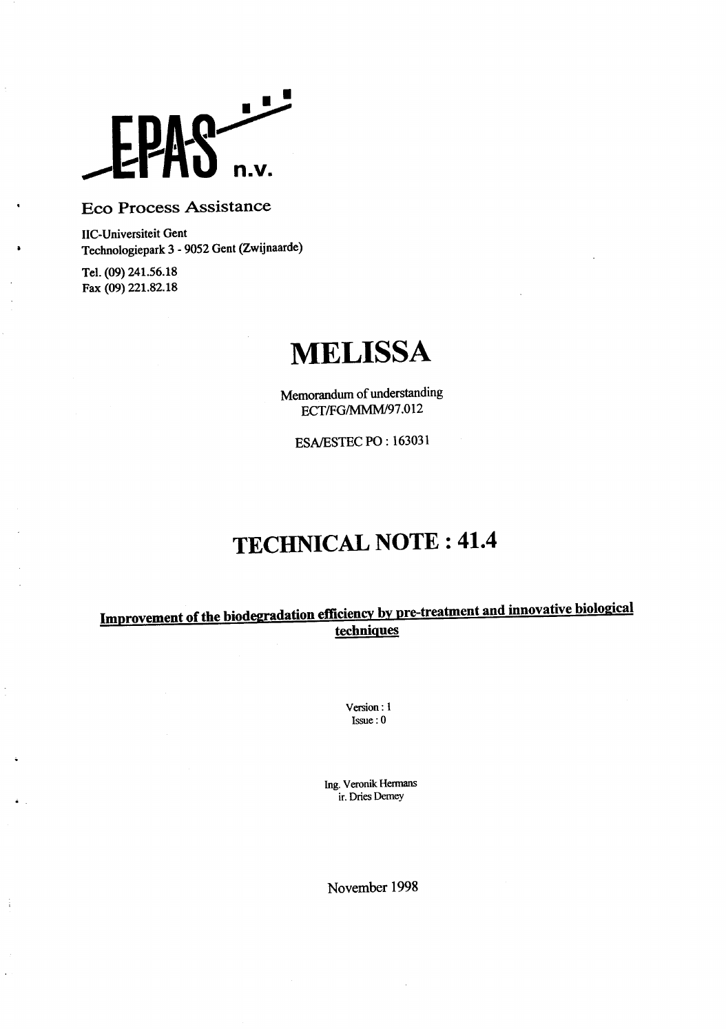EPAS n.v.

Eco Process Assistance

IIC-Universiteit Gent
Technologiepark 3 - 9052 Gent (Zwijnaarde)

Tel. (09) 241.56.18
Fax (09) 221.82.18

# MELISSA

Memorandum of understanding
ECT/FG/MMM/97.012

ESA/ESTEC PO : 163031

# TECHNICAL NOTE : 41.4

## Improvement of the biodegradation efficiency by pre-treatment and innovative biological techniques

Version : 1
Issue : 0

Ing. Veronik Hermans
ir. Dries Demey

November 1998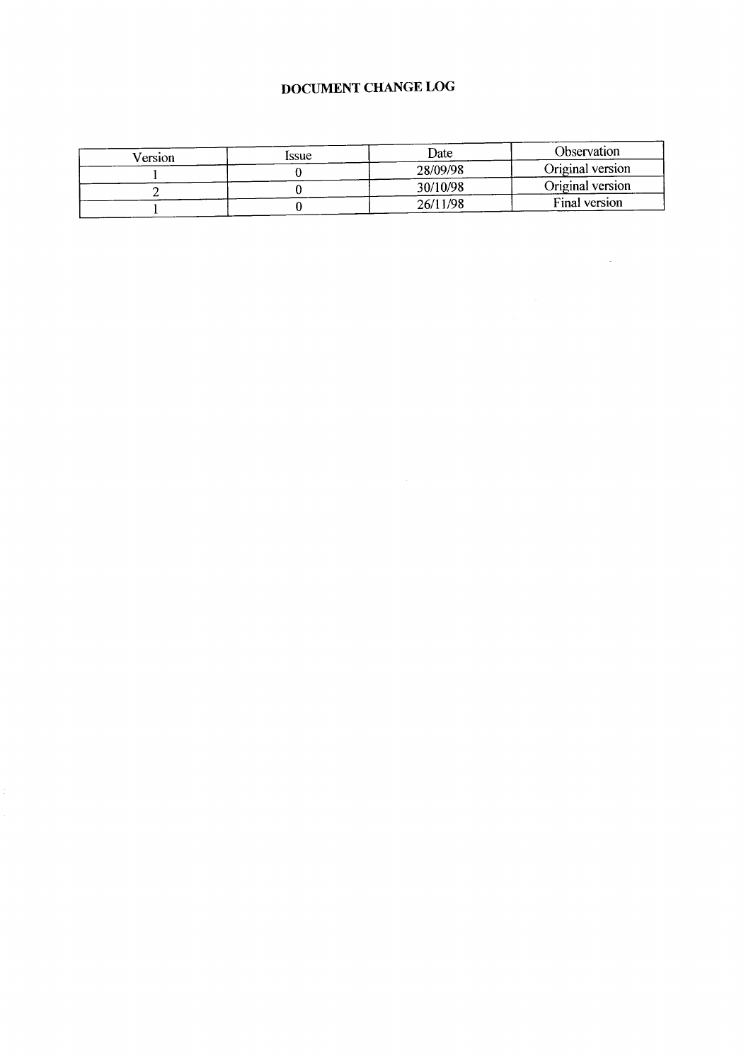# DOCUMENT CHANGE LOG

| Version | Issue | Date | Observation |
|---|---|---|---|
| 1 | 0 | 28/09/98 | Original version |
| 2 | 0 | 30/10/98 | Original version |
| 1 | 0 | 26/11/98 | Final version |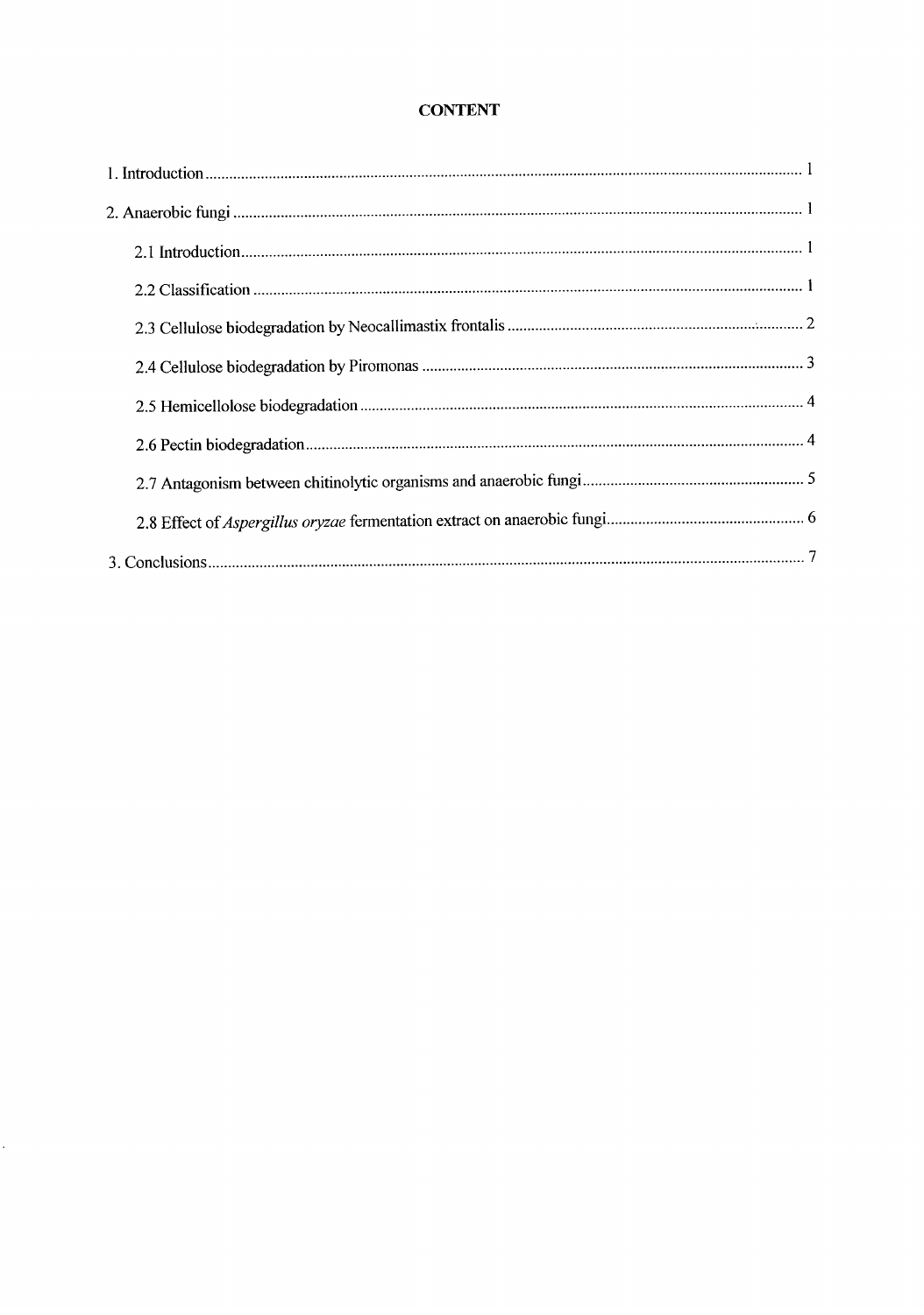**CONTENT**

1. Introduction ........................................................................................................ 1

2. Anaerobic fungi .................................................................................................. 1

    2.1 Introduction .................................................................................................. 1

    2.2 Classification ............................................................................................... 1

    2.3 Cellulose biodegradation by Neocallimastix frontalis ....................................... 2

    2.4 Cellulose biodegradation by Piromonas ............................................................ 3

    2.5 Hemicellolose biodegradation ......................................................................... 4

    2.6 Pectin biodegradation ..................................................................................... 4

    2.7 Antagonism between chitinolytic organisms and anaerobic fungi ........................ 5

    2.8 Effect of *Aspergillus oryzae* fermentation extract on anaerobic fungi .................. 6

3. Conclusions ........................................................................................................ 7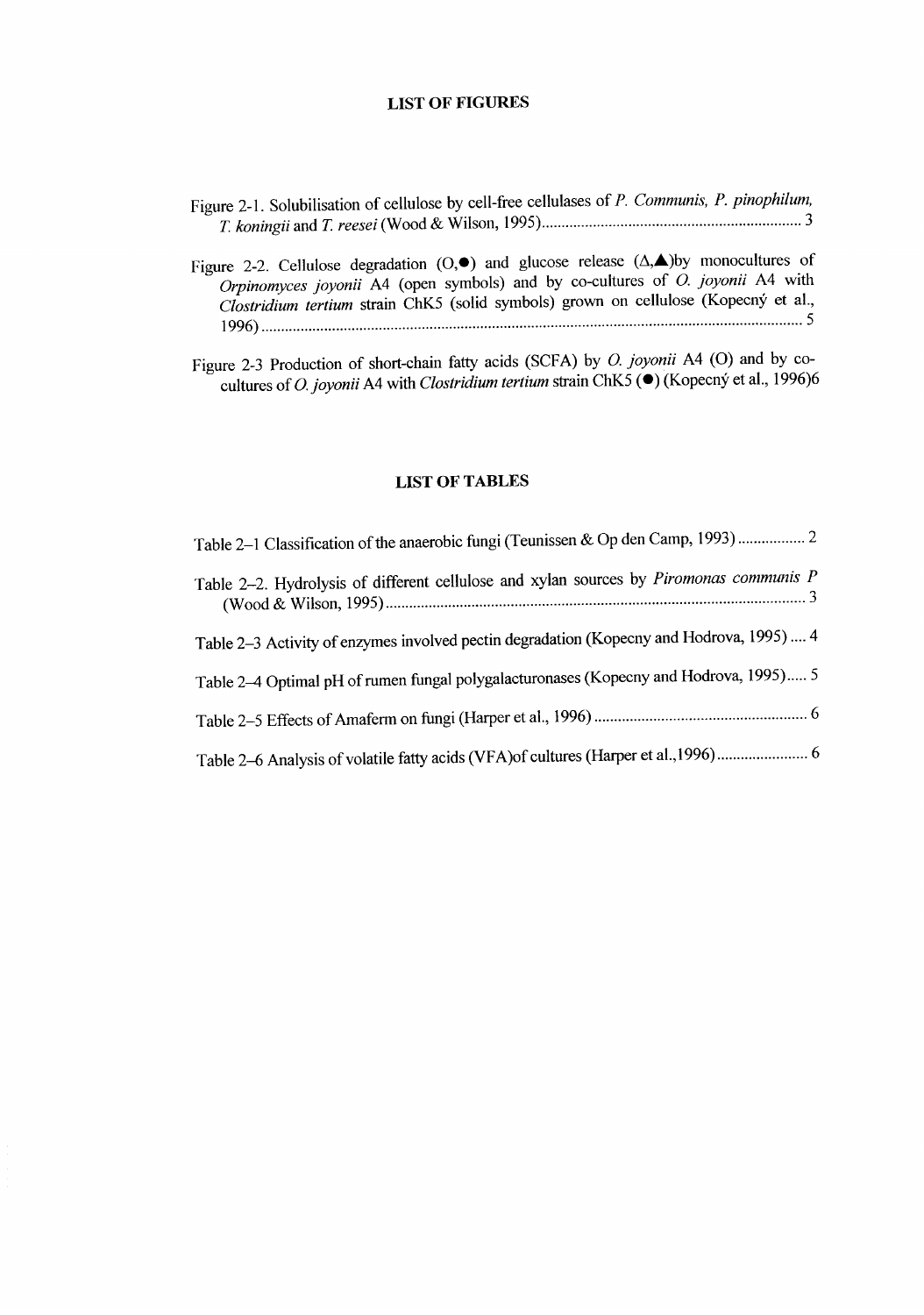## LIST OF FIGURES

Figure 2-1. Solubilisation of cellulose by cell-free cellulases of *P. Communis, P. pinophilum, T. koningii* and *T. reesei* (Wood & Wilson, 1995)................................................................ 3

Figure 2-2. Cellulose degradation (O,●) and glucose release (Δ,▲)by monocultures of *Orpinomyces joyonii* A4 (open symbols) and by co-cultures of *O. joyonii* A4 with *Clostridium tertium* strain ChK5 (solid symbols) grown on cellulose (Kopecný et al., 1996)........................................................................................................................................ 5

Figure 2-3 Production of short-chain fatty acids (SCFA) by *O. joyonii* A4 (O) and by co-cultures of *O. joyonii* A4 with *Clostridium tertium* strain ChK5 (●) (Kopecný et al., 1996)6

## LIST OF TABLES

Table 2–1 Classification of the anaerobic fungi (Teunissen & Op den Camp, 1993)................. 2

Table 2–2. Hydrolysis of different cellulose and xylan sources by *Piromonas communis P* (Wood & Wilson, 1995)......................................................................................................... 3

Table 2–3 Activity of enzymes involved pectin degradation (Kopecny and Hodrova, 1995).... 4

Table 2–4 Optimal pH of rumen fungal polygalacturonases (Kopecny and Hodrova, 1995)..... 5

Table 2–5 Effects of Amaferm on fungi (Harper et al., 1996)...................................................... 6

Table 2–6 Analysis of volatile fatty acids (VFA)of cultures (Harper et al.,1996)...................... 6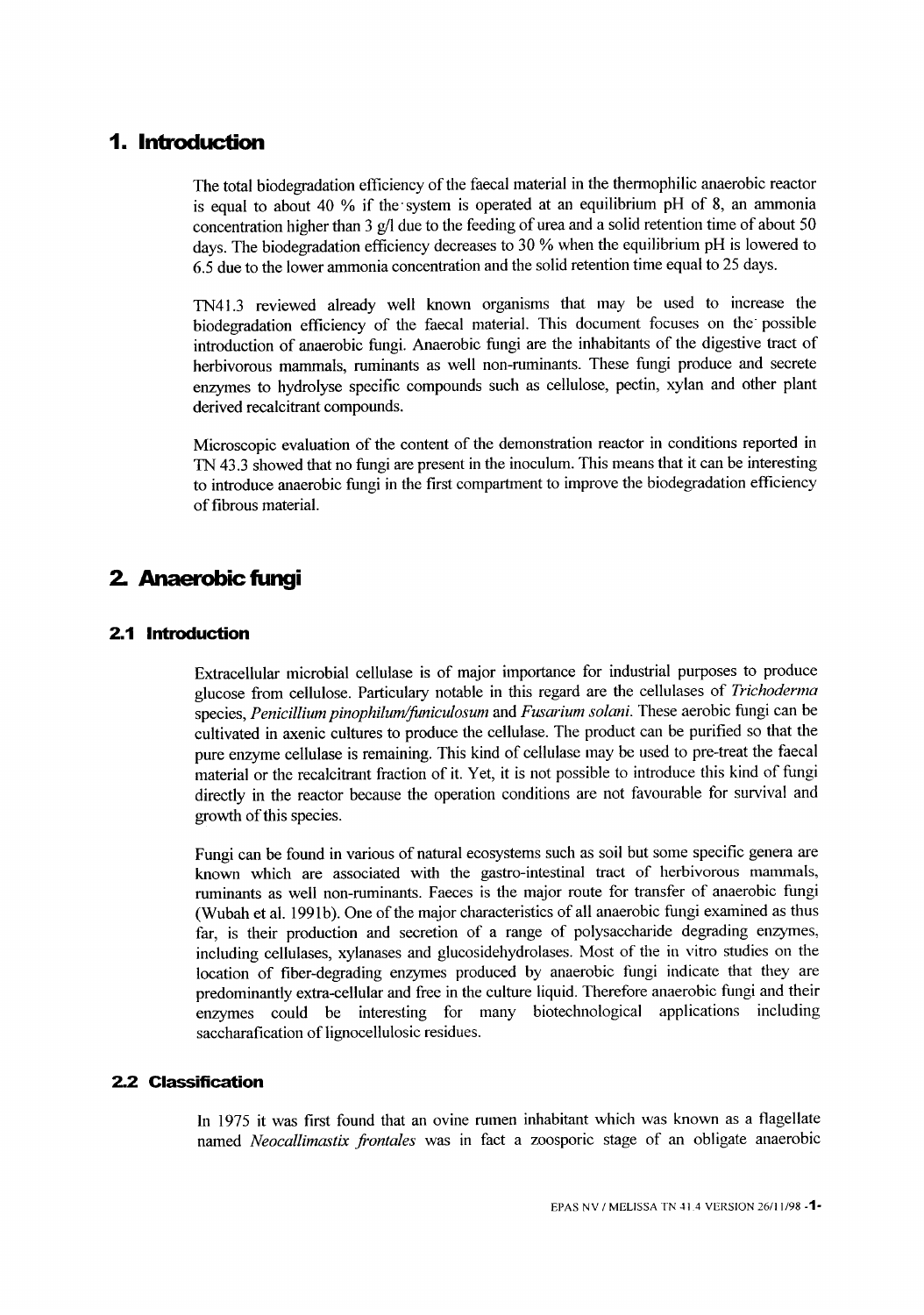# 1. Introduction

The total biodegradation efficiency of the faecal material in the thermophilic anaerobic reactor is equal to about 40 % if the system is operated at an equilibrium pH of 8, an ammonia concentration higher than 3 g/l due to the feeding of urea and a solid retention time of about 50 days. The biodegradation efficiency decreases to 30 % when the equilibrium pH is lowered to 6.5 due to the lower ammonia concentration and the solid retention time equal to 25 days.

TN41.3 reviewed already well known organisms that may be used to increase the biodegradation efficiency of the faecal material. This document focuses on the possible introduction of anaerobic fungi. Anaerobic fungi are the inhabitants of the digestive tract of herbivorous mammals, ruminants as well non-ruminants. These fungi produce and secrete enzymes to hydrolyse specific compounds such as cellulose, pectin, xylan and other plant derived recalcitrant compounds.

Microscopic evaluation of the content of the demonstration reactor in conditions reported in TN 43.3 showed that no fungi are present in the inoculum. This means that it can be interesting to introduce anaerobic fungi in the first compartment to improve the biodegradation efficiency of fibrous material.

# 2. Anaerobic fungi

## 2.1 Introduction

Extracellular microbial cellulase is of major importance for industrial purposes to produce glucose from cellulose. Particulary notable in this regard are the cellulases of *Trichoderma* species, *Penicillium pinophilum/funiculosum* and *Fusarium solani*. These aerobic fungi can be cultivated in axenic cultures to produce the cellulase. The product can be purified so that the pure enzyme cellulase is remaining. This kind of cellulase may be used to pre-treat the faecal material or the recalcitrant fraction of it. Yet, it is not possible to introduce this kind of fungi directly in the reactor because the operation conditions are not favourable for survival and growth of this species.

Fungi can be found in various of natural ecosystems such as soil but some specific genera are known which are associated with the gastro-intestinal tract of herbivorous mammals, ruminants as well non-ruminants. Faeces is the major route for transfer of anaerobic fungi (Wubah et al. 1991b). One of the major characteristics of all anaerobic fungi examined as thus far, is their production and secretion of a range of polysaccharide degrading enzymes, including cellulases, xylanases and glucosidehydrolases. Most of the in vitro studies on the location of fiber-degrading enzymes produced by anaerobic fungi indicate that they are predominantly extra-cellular and free in the culture liquid. Therefore anaerobic fungi and their enzymes could be interesting for many biotechnological applications including saccharafication of lignocellulosic residues.

## 2.2 Classification

In 1975 it was first found that an ovine rumen inhabitant which was known as a flagellate named *Neocallimastix frontales* was in fact a zoosporic stage of an obligate anaerobic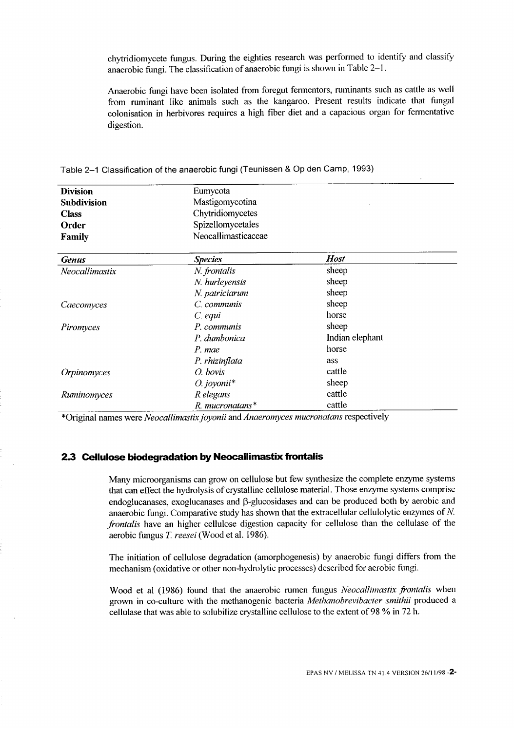chytridiomycete fungus. During the eighties research was performed to identify and classify anaerobic fungi. The classification of anaerobic fungi is shown in Table 2–1.

Anaerobic fungi have been isolated from foregut fermentors, ruminants such as cattle as well from ruminant like animals such as the kangaroo. Present results indicate that fungal colonisation in herbivores requires a high fiber diet and a capacious organ for fermentative digestion.

Table 2–1 Classification of the anaerobic fungi (Teunissen & Op den Camp, 1993)

| **Division** | Eumycota | |
|---|---|---|
| **Subdivision** | Mastigomycotina | |
| **Class** | Chytridiomycetes | |
| **Order** | Spizellomycetales | |
| **Family** | Neocallimasticaceae | |
| ***Genus*** | ***Species*** | ***Host*** |
| *Neocallimastix* | *N. frontalis* | sheep |
| | *N. hurleyensis* | sheep |
| | *N. patriciarum* | sheep |
| *Caecomyces* | *C. communis* | sheep |
| | *C. equi* | horse |
| *Piromyces* | *P. communis* | sheep |
| | *P. dumbonica* | Indian elephant |
| | *P. mae* | horse |
| | *P. rhizinflata* | ass |
| *Orpinomyces* | *O. bovis* | cattle |
| | *O. joyonii*\* | sheep |
| *Ruminomyces* | *R elegans* | cattle |
| | *R. mucronatans*\* | cattle |

\*Original names were *Neocallimastix joyonii* and *Anaeromyces mucronatans* respectively

## 2.3 Cellulose biodegradation by Neocallimastix frontalis

Many microorganisms can grow on cellulose but few synthesize the complete enzyme systems that can effect the hydrolysis of crystalline cellulose material. Those enzyme systems comprise endoglucanases, exoglucanases and $\beta$-glucosidases and can be produced both by aerobic and anaerobic fungi. Comparative study has shown that the extracellular cellulolytic enzymes of *N. frontalis* have an higher cellulose digestion capacity for cellulose than the cellulase of the aerobic fungus *T. reesei* (Wood et al. 1986).

The initiation of cellulose degradation (amorphogenesis) by anaerobic fungi differs from the mechanism (oxidative or other non-hydrolytic processes) described for aerobic fungi.

Wood et al (1986) found that the anaerobic rumen fungus *Neocallimastix frontalis* when grown in co-culture with the methanogenic bacteria *Methanobrevibacter smithii* produced a cellulase that was able to solubilize crystalline cellulose to the extent of 98 % in 72 h.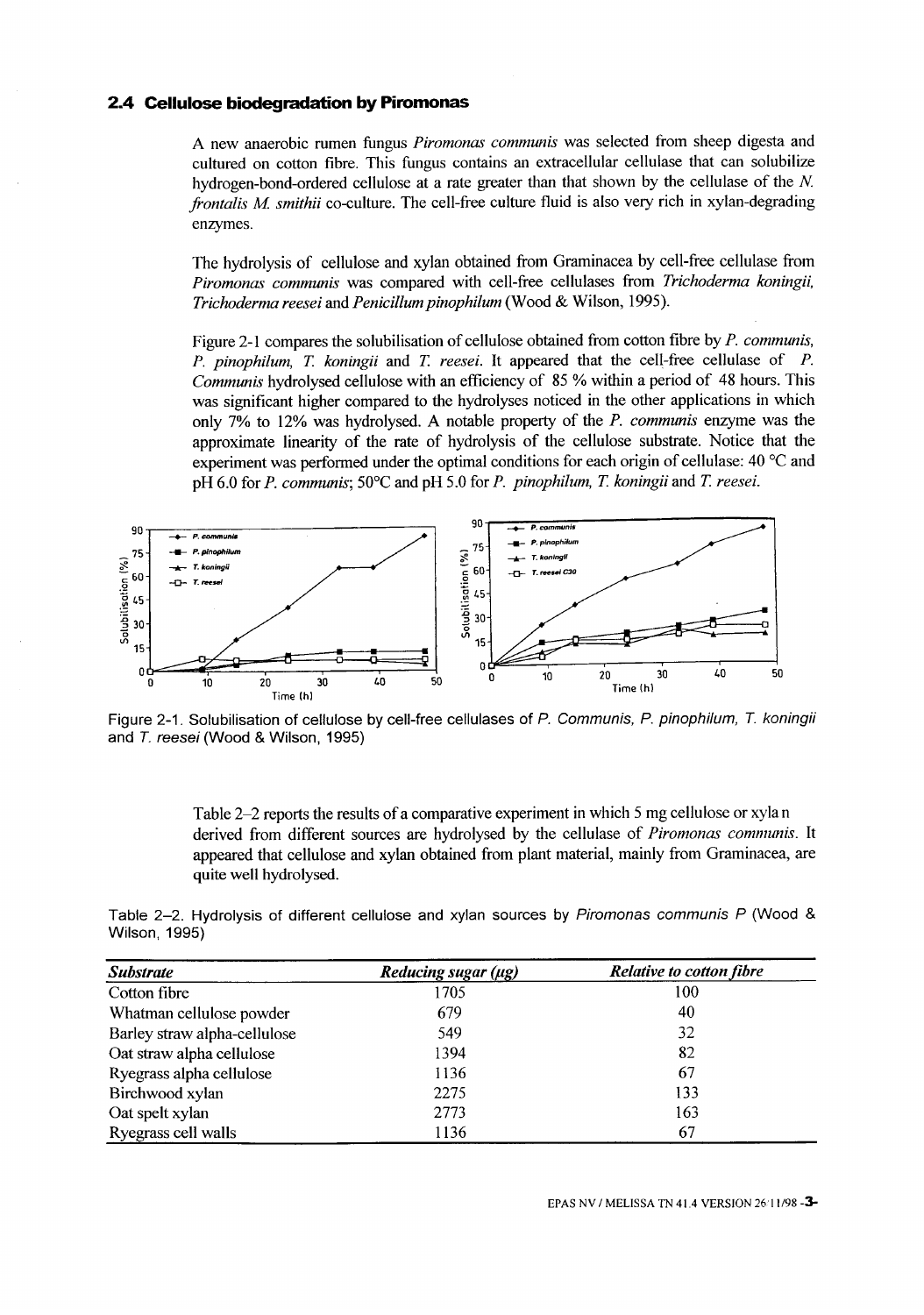## 2.4 Cellulose biodegradation by Piromonas

A new anaerobic rumen fungus *Piromonas communis* was selected from sheep digesta and cultured on cotton fibre. This fungus contains an extracellular cellulase that can solubilize hydrogen-bond-ordered cellulose at a rate greater than that shown by the cellulase of the *N. frontalis M. smithii* co-culture. The cell-free culture fluid is also very rich in xylan-degrading enzymes.

The hydrolysis of cellulose and xylan obtained from Graminacea by cell-free cellulase from *Piromonas communis* was compared with cell-free cellulases from *Trichoderma koningii, Trichoderma reesei* and *Penicillum pinophilum* (Wood & Wilson, 1995).

Figure 2-1 compares the solubilisation of cellulose obtained from cotton fibre by *P. communis, P. pinophilum, T. koningii* and *T. reesei*. It appeared that the cell-free cellulase of *P. Communis* hydrolysed cellulose with an efficiency of 85 % within a period of 48 hours. This was significant higher compared to the hydrolyses noticed in the other applications in which only 7% to 12% was hydrolysed. A notable property of the *P. communis* enzyme was the approximate linearity of the rate of hydrolysis of the cellulose substrate. Notice that the experiment was performed under the optimal conditions for each origin of cellulase: 40 °C and pH 6.0 for *P. communis*; 50°C and pH 5.0 for *P. pinophilum, T. koningii* and *T. reesei*.

Figure 2-1. Solubilisation of cellulose by cell-free cellulases of *P. Communis, P. pinophilum, T. koningii* and *T. reesei* (Wood & Wilson, 1995)

Table 2–2 reports the results of a comparative experiment in which 5 mg cellulose or xyla n derived from different sources are hydrolysed by the cellulase of *Piromonas communis*. It appeared that cellulose and xylan obtained from plant material, mainly from Graminacea, are quite well hydrolysed.

Table 2–2. Hydrolysis of different cellulose and xylan sources by *Piromonas communis P* (Wood & Wilson, 1995)

| *Substrate* | *Reducing sugar (μg)* | *Relative to cotton fibre* |
|---|---|---|
| Cotton fibre | 1705 | 100 |
| Whatman cellulose powder | 679 | 40 |
| Barley straw alpha-cellulose | 549 | 32 |
| Oat straw alpha cellulose | 1394 | 82 |
| Ryegrass alpha cellulose | 1136 | 67 |
| Birchwood xylan | 2275 | 133 |
| Oat spelt xylan | 2773 | 163 |
| Ryegrass cell walls | 1136 | 67 |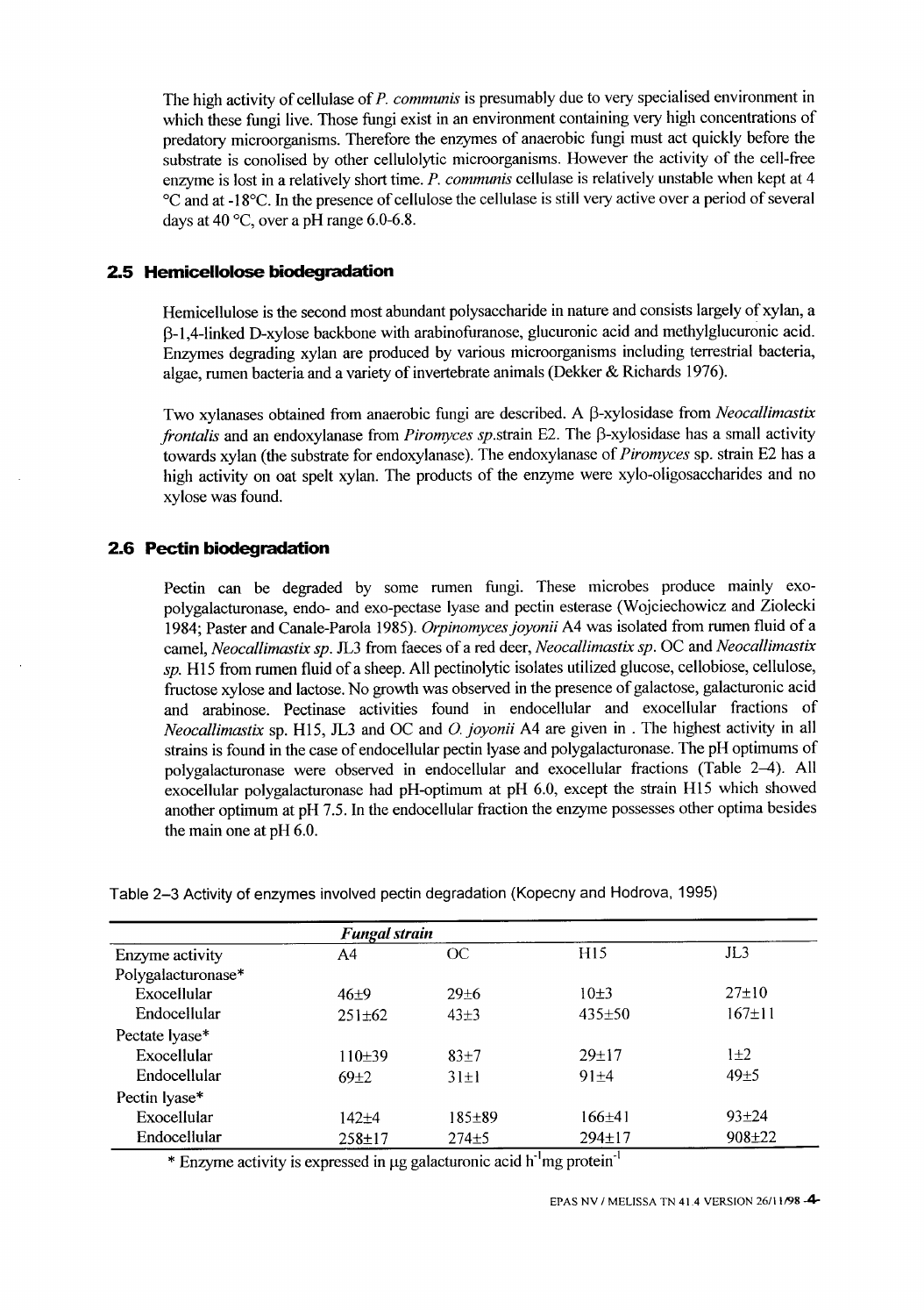The high activity of cellulase of *P. communis* is presumably due to very specialised environment in which these fungi live. Those fungi exist in an environment containing very high concentrations of predatory microorganisms. Therefore the enzymes of anaerobic fungi must act quickly before the substrate is conolised by other cellulolytic microorganisms. However the activity of the cell-free enzyme is lost in a relatively short time. *P. communis* cellulase is relatively unstable when kept at 4 °C and at -18°C. In the presence of cellulose the cellulase is still very active over a period of several days at 40 °C, over a pH range 6.0-6.8.

## 2.5 Hemicellolose biodegradation

Hemicellulose is the second most abundant polysaccharide in nature and consists largely of xylan, a β-1,4-linked D-xylose backbone with arabinofuranose, glucuronic acid and methylglucuronic acid. Enzymes degrading xylan are produced by various microorganisms including terrestrial bacteria, algae, rumen bacteria and a variety of invertebrate animals (Dekker & Richards 1976).

Two xylanases obtained from anaerobic fungi are described. A β-xylosidase from *Neocallimastix frontalis* and an endoxylanase from *Piromyces sp.*strain E2. The β-xylosidase has a small activity towards xylan (the substrate for endoxylanase). The endoxylanase of *Piromyces* sp. strain E2 has a high activity on oat spelt xylan. The products of the enzyme were xylo-oligosaccharides and no xylose was found.

## 2.6 Pectin biodegradation

Pectin can be degraded by some rumen fungi. These microbes produce mainly exo-polygalacturonase, endo- and exo-pectase lyase and pectin esterase (Wojciechowicz and Ziolecki 1984; Paster and Canale-Parola 1985). *Orpinomyces joyonii* A4 was isolated from rumen fluid of a camel, *Neocallimastix sp.* JL3 from faeces of a red deer, *Neocallimastix sp.* OC and *Neocallimastix sp.* H15 from rumen fluid of a sheep. All pectinolytic isolates utilized glucose, cellobiose, cellulose, fructose xylose and lactose. No growth was observed in the presence of galactose, galacturonic acid and arabinose. Pectinase activities found in endocellular and exocellular fractions of *Neocallimastix* sp. H15, JL3 and OC and *O. joyonii* A4 are given in . The highest activity in all strains is found in the case of endocellular pectin lyase and polygalacturonase. The pH optimums of polygalacturonase were observed in endocellular and exocellular fractions (Table 2–4). All exocellular polygalacturonase had pH-optimum at pH 6.0, except the strain H15 which showed another optimum at pH 7.5. In the endocellular fraction the enzyme possesses other optima besides the main one at pH 6.0.

Table 2–3 Activity of enzymes involved pectin degradation (Kopecny and Hodrova, 1995)

| | *Fungal strain* | | | |
|---|---|---|---|---|
| Enzyme activity | A4 | OC | H15 | JL3 |
| Polygalacturonase* | | | | |
| Exocellular | 46±9 | 29±6 | 10±3 | 27±10 |
| Endocellular | 251±62 | 43±3 | 435±50 | 167±11 |
| Pectate lyase* | | | | |
| Exocellular | 110±39 | 83±7 | 29±17 | 1±2 |
| Endocellular | 69±2 | 31±1 | 91±4 | 49±5 |
| Pectin lyase* | | | | |
| Exocellular | 142±4 | 185±89 | 166±41 | 93±24 |
| Endocellular | 258±17 | 274±5 | 294±17 | 908±22 |

* Enzyme activity is expressed in μg galacturonic acid $h^{-1}mg$ protein$^{-1}$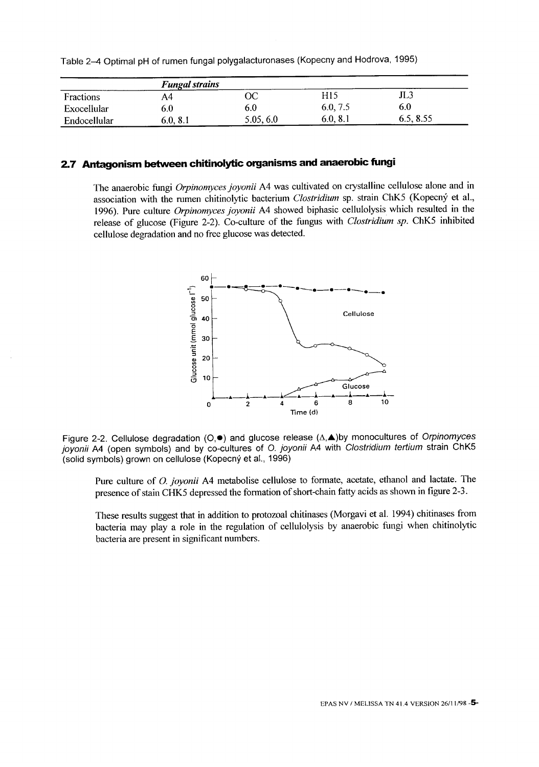Table 2–4 Optimal pH of rumen fungal polygalacturonases (Kopecny and Hodrova, 1995)

| | *Fungal strains* | | | |
|---|---|---|---|---|
| Fractions | A4 | OC | H15 | JL3 |
| Exocellular | 6.0 | 6.0 | 6.0, 7.5 | 6.0 |
| Endocellular | 6.0, 8.1 | 5.05, 6.0 | 6.0, 8.1 | 6.5, 8.55 |

## 2.7 Antagonism between chitinolytic organisms and anaerobic fungi

The anaerobic fungi *Orpinomyces joyonii* A4 was cultivated on crystalline cellulose alone and in association with the rumen chitinolytic bacterium *Clostridium* sp. strain ChK5 (Kopecný et al., 1996). Pure culture *Orpinomyces joyonii* A4 showed biphasic cellulolysis which resulted in the release of glucose (Figure 2-2). Co-culture of the fungus with *Clostridium sp.* ChK5 inhibited cellulose degradation and no free glucose was detected.

Figure 2-2. Cellulose degradation (O,●) and glucose release (Δ,▲)by monocultures of *Orpinomyces joyonii* A4 (open symbols) and by co-cultures of *O. joyonii* A4 with *Clostridium tertium* strain ChK5 (solid symbols) grown on cellulose (Kopecný et al., 1996)

Pure culture of *O. joyonii* A4 metabolise cellulose to formate, acetate, ethanol and lactate. The presence of stain CHK5 depressed the formation of short-chain fatty acids as shown in figure 2-3.

These results suggest that in addition to protozoal chitinases (Morgavi et al. 1994) chitinases from bacteria may play a role in the regulation of cellulolysis by anaerobic fungi when chitinolytic bacteria are present in significant numbers.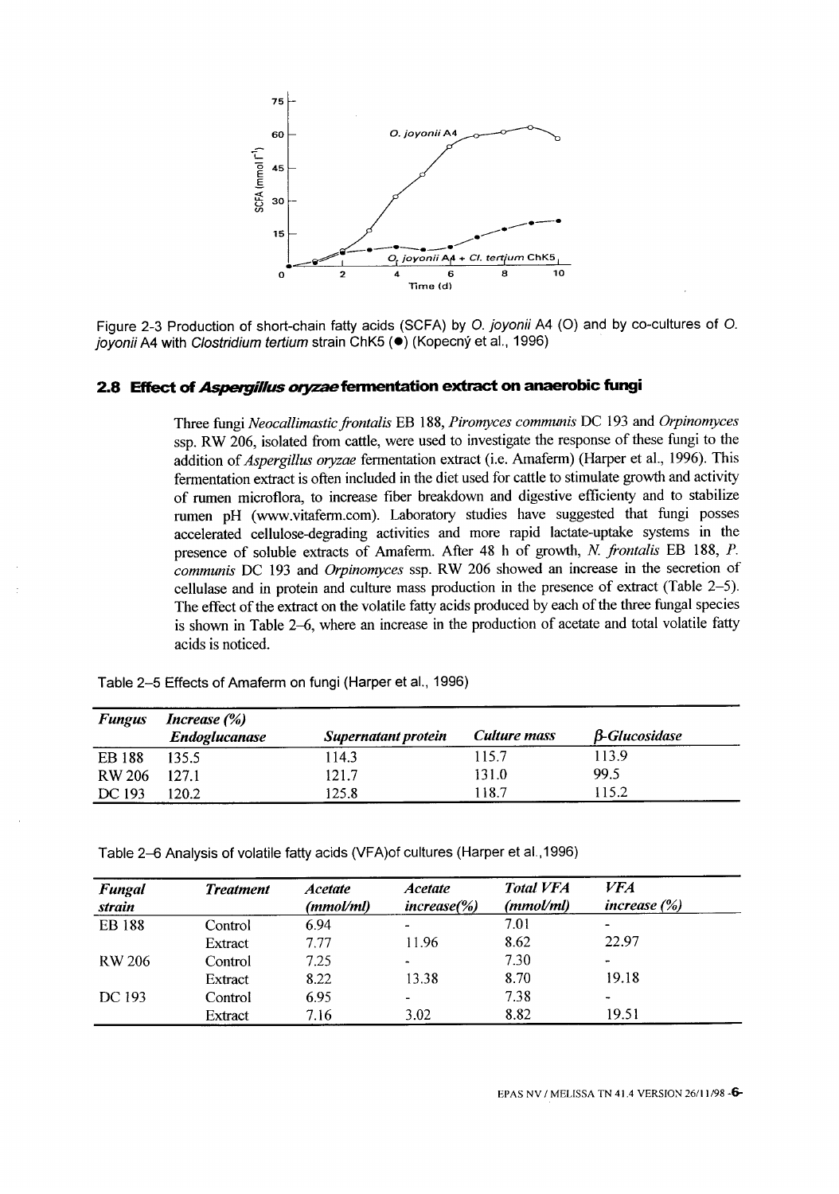Figure 2-3 Production of short-chain fatty acids (SCFA) by *O. joyonii* A4 (O) and by co-cultures of *O. joyonii* A4 with *Clostridium tertium* strain ChK5 (●) (Kopecný et al., 1996)

## 2.8 Effect of *Aspergillus oryzae* fermentation extract on anaerobic fungi

Three fungi *Neocallimastic frontalis* EB 188, *Piromyces communis* DC 193 and *Orpinomyces* ssp. RW 206, isolated from cattle, were used to investigate the response of these fungi to the addition of *Aspergillus oryzae* fermentation extract (i.e. Amaferm) (Harper et al., 1996). This fermentation extract is often included in the diet used for cattle to stimulate growth and activity of rumen microflora, to increase fiber breakdown and digestive efficiency and to stabilize rumen pH (www.vitaferm.com). Laboratory studies have suggested that fungi posses accelerated cellulose-degrading activities and more rapid lactate-uptake systems in the presence of soluble extracts of Amaferm. After 48 h of growth, *N. frontalis* EB 188, *P. communis* DC 193 and *Orpinomyces* ssp. RW 206 showed an increase in the secretion of cellulase and in protein and culture mass production in the presence of extract (Table 2–5). The effect of the extract on the volatile fatty acids produced by each of the three fungal species is shown in Table 2–6, where an increase in the production of acetate and total volatile fatty acids is noticed.

Table 2–5 Effects of Amaferm on fungi (Harper et al., 1996)

| ***Fungus*** | ***Increase (%)*** | | | |
|---|---|---|---|---|
| | ***Endoglucanase*** | ***Supernatant protein*** | ***Culture mass*** | ***β-Glucosidase*** |
| EB 188 | 135.5 | 114.3 | 115.7 | 113.9 |
| RW 206 | 127.1 | 121.7 | 131.0 | 99.5 |
| DC 193 | 120.2 | 125.8 | 118.7 | 115.2 |

Table 2–6 Analysis of volatile fatty acids (VFA)of cultures (Harper et al.,1996)

| ***Fungal strain*** | ***Treatment*** | ***Acetate (mmol/ml)*** | ***Acetate increase(%)*** | ***Total VFA (mmol/ml)*** | ***VFA increase (%)*** |
|---|---|---|---|---|---|
| EB 188 | Control | 6.94 | - | 7.01 | - |
| | Extract | 7.77 | 11.96 | 8.62 | 22.97 |
| RW 206 | Control | 7.25 | - | 7.30 | - |
| | Extract | 8.22 | 13.38 | 8.70 | 19.18 |
| DC 193 | Control | 6.95 | - | 7.38 | - |
| | Extract | 7.16 | 3.02 | 8.82 | 19.51 |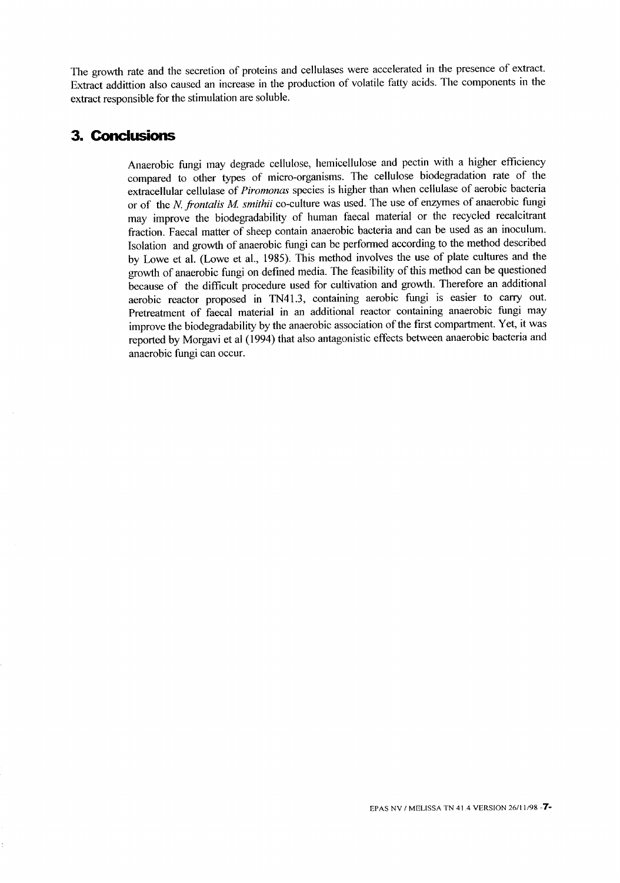The growth rate and the secretion of proteins and cellulases were accelerated in the presence of extract. Extract addittion also caused an increase in the production of volatile fatty acids. The components in the extract responsible for the stimulation are soluble.

# 3. Conclusions

Anaerobic fungi may degrade cellulose, hemicellulose and pectin with a higher efficiency compared to other types of micro-organisms. The cellulose biodegradation rate of the extracellular cellulase of *Piromonas* species is higher than when cellulase of aerobic bacteria or of the *N. frontalis M. smithii* co-culture was used. The use of enzymes of anaerobic fungi may improve the biodegradability of human faecal material or the recycled recalcitrant fraction. Faecal matter of sheep contain anaerobic bacteria and can be used as an inoculum. Isolation and growth of anaerobic fungi can be performed according to the method described by Lowe et al. (Lowe et al., 1985). This method involves the use of plate cultures and the growth of anaerobic fungi on defined media. The feasibility of this method can be questioned because of the difficult procedure used for cultivation and growth. Therefore an additional aerobic reactor proposed in TN41.3, containing aerobic fungi is easier to carry out. Pretreatment of faecal material in an additional reactor containing anaerobic fungi may improve the biodegradability by the anaerobic association of the first compartment. Yet, it was reported by Morgavi et al (1994) that also antagonistic effects between anaerobic bacteria and anaerobic fungi can occur.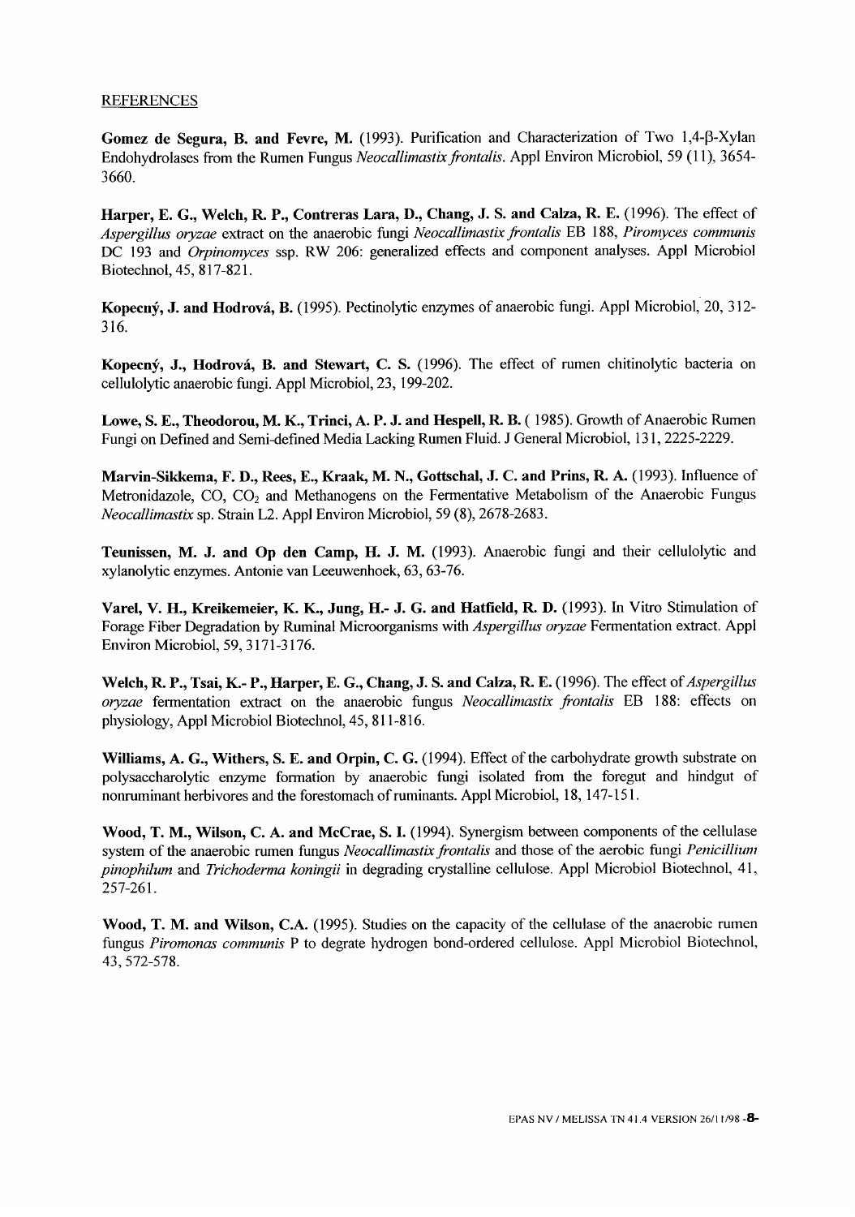## REFERENCES

**Gomez de Segura, B. and Fevre, M.** (1993). Purification and Characterization of Two 1,4-β-Xylan Endohydrolases from the Rumen Fungus *Neocallimastix frontalis*. Appl Environ Microbiol, 59 (11), 3654-3660.

**Harper, E. G., Welch, R. P., Contreras Lara, D., Chang, J. S. and Calza, R. E.** (1996). The effect of *Aspergillus oryzae* extract on the anaerobic fungi *Neocallimastix frontalis* EB 188, *Piromyces communis* DC 193 and *Orpinomyces* ssp. RW 206: generalized effects and component analyses. Appl Microbiol Biotechnol, 45, 817-821.

**Kopecný, J. and Hodrová, B.** (1995). Pectinolytic enzymes of anaerobic fungi. Appl Microbiol, 20, 312-316.

**Kopecný, J., Hodrová, B. and Stewart, C. S.** (1996). The effect of rumen chitinolytic bacteria on cellulolytic anaerobic fungi. Appl Microbiol, 23, 199-202.

**Lowe, S. E., Theodorou, M. K., Trinci, A. P. J. and Hespell, R. B.** ( 1985). Growth of Anaerobic Rumen Fungi on Defined and Semi-defined Media Lacking Rumen Fluid. J General Microbiol, 131, 2225-2229.

**Marvin-Sikkema, F. D., Rees, E., Kraak, M. N., Gottschal, J. C. and Prins, R. A.** (1993). Influence of Metronidazole, CO, $CO_2$ and Methanogens on the Fermentative Metabolism of the Anaerobic Fungus *Neocallimastix* sp. Strain L2. Appl Environ Microbiol, 59 (8), 2678-2683.

**Teunissen, M. J. and Op den Camp, H. J. M.** (1993). Anaerobic fungi and their cellulolytic and xylanolytic enzymes. Antonie van Leeuwenhoek, 63, 63-76.

**Varel, V. H., Kreikemeier, K. K., Jung, H.- J. G. and Hatfield, R. D.** (1993). In Vitro Stimulation of Forage Fiber Degradation by Ruminal Microorganisms with *Aspergillus oryzae* Fermentation extract. Appl Environ Microbiol, 59, 3171-3176.

**Welch, R. P., Tsai, K.- P., Harper, E. G., Chang, J. S. and Calza, R. E.** (1996). The effect of *Aspergillus oryzae* fermentation extract on the anaerobic fungus *Neocallimastix frontalis* EB 188: effects on physiology, Appl Microbiol Biotechnol, 45, 811-816.

**Williams, A. G., Withers, S. E. and Orpin, C. G.** (1994). Effect of the carbohydrate growth substrate on polysaccharolytic enzyme formation by anaerobic fungi isolated from the foregut and hindgut of nonruminant herbivores and the forestomach of ruminants. Appl Microbiol, 18, 147-151.

**Wood, T. M., Wilson, C. A. and McCrae, S. I.** (1994). Synergism between components of the cellulase system of the anaerobic rumen fungus *Neocallimastix frontalis* and those of the aerobic fungi *Penicillium pinophilum* and *Trichoderma koningii* in degrading crystalline cellulose. Appl Microbiol Biotechnol, 41, 257-261.

**Wood, T. M. and Wilson, C.A.** (1995). Studies on the capacity of the cellulase of the anaerobic rumen fungus *Piromonas communis* P to degrate hydrogen bond-ordered cellulose. Appl Microbiol Biotechnol, 43, 572-578.